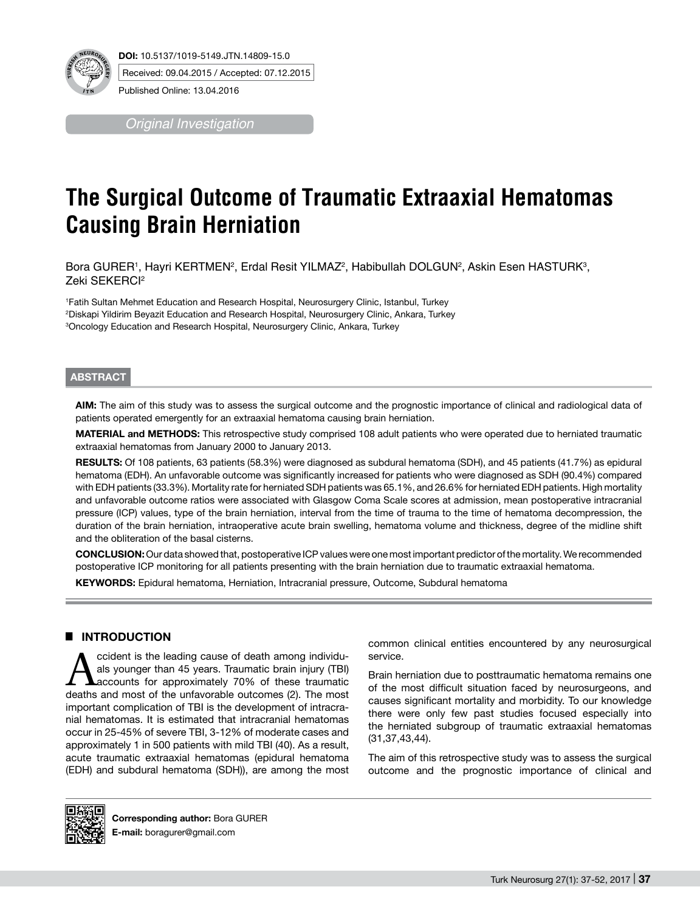**DOI:** 10.5137/1019-5149.JTN.14809-15.0

Received: 09.04.2015 / Accepted: 07.12.2015

Published Online: 13.04.2016

*Original Investigation*

# The Surgical Outcome of Traumatic Extraaxial Hematomas Causing Brain Herniation

Bora GURER[1], Hayri KERTMEN[2], Erdal Resit YILMAZ[2], Habibullah DOLGUN[2], Askin Esen HASTURK[3], Zeki SEKERCI[2]

[1]Fatih Sultan Mehmet Education and Research Hospital, Neurosurgery Clinic, Istanbul, Turkey
[2]Diskapi Yildirim Beyazit Education and Research Hospital, Neurosurgery Clinic, Ankara, Turkey
[3]Oncology Education and Research Hospital, Neurosurgery Clinic, Ankara, Turkey

## ABSTRACT

**AIM:** The aim of this study was to assess the surgical outcome and the prognostic importance of clinical and radiological data of patients operated emergently for an extraaxial hematoma causing brain herniation.

**MATERIAL and METHODS:** This retrospective study comprised 108 adult patients who were operated due to herniated traumatic extraaxial hematomas from January 2000 to January 2013.

**RESULTS:** Of 108 patients, 63 patients (58.3%) were diagnosed as subdural hematoma (SDH), and 45 patients (41.7%) as epidural hematoma (EDH). An unfavorable outcome was significantly increased for patients who were diagnosed as SDH (90.4%) compared with EDH patients (33.3%). Mortality rate for herniated SDH patients was 65.1%, and 26.6% for herniated EDH patients. High mortality and unfavorable outcome ratios were associated with Glasgow Coma Scale scores at admission, mean postoperative intracranial pressure (ICP) values, type of the brain herniation, interval from the time of trauma to the time of hematoma decompression, the duration of the brain herniation, intraoperative acute brain swelling, hematoma volume and thickness, degree of the midline shift and the obliteration of the basal cisterns.

**CONCLUSION:** Our data showed that, postoperative ICP values were one most important predictor of the mortality. We recommended postoperative ICP monitoring for all patients presenting with the brain herniation due to traumatic extraaxial hematoma.

**KEYWORDS:** Epidural hematoma, Herniation, Intracranial pressure, Outcome, Subdural hematoma

## INTRODUCTION

Accident is the leading cause of death among individuals younger than 45 years. Traumatic brain injury (TBI) accounts for approximately 70% of these traumatic deaths and most of the unfavorable outcomes (2). The most important complication of TBI is the development of intracranial hematomas. It is estimated that intracranial hematomas occur in 25-45% of severe TBI, 3-12% of moderate cases and approximately 1 in 500 patients with mild TBI (40). As a result, acute traumatic extraaxial hematomas (epidural hematoma (EDH) and subdural hematoma (SDH)), are among the most common clinical entities encountered by any neurosurgical service.

Brain herniation due to posttraumatic hematoma remains one of the most difficult situation faced by neurosurgeons, and causes significant mortality and morbidity. To our knowledge there were only few past studies focused especially into the herniated subgroup of traumatic extraaxial hematomas (31,37,43,44).

The aim of this retrospective study was to assess the surgical outcome and the prognostic importance of clinical and

**Corresponding author:** Bora GURER
**E-mail:** boragurer@gmail.com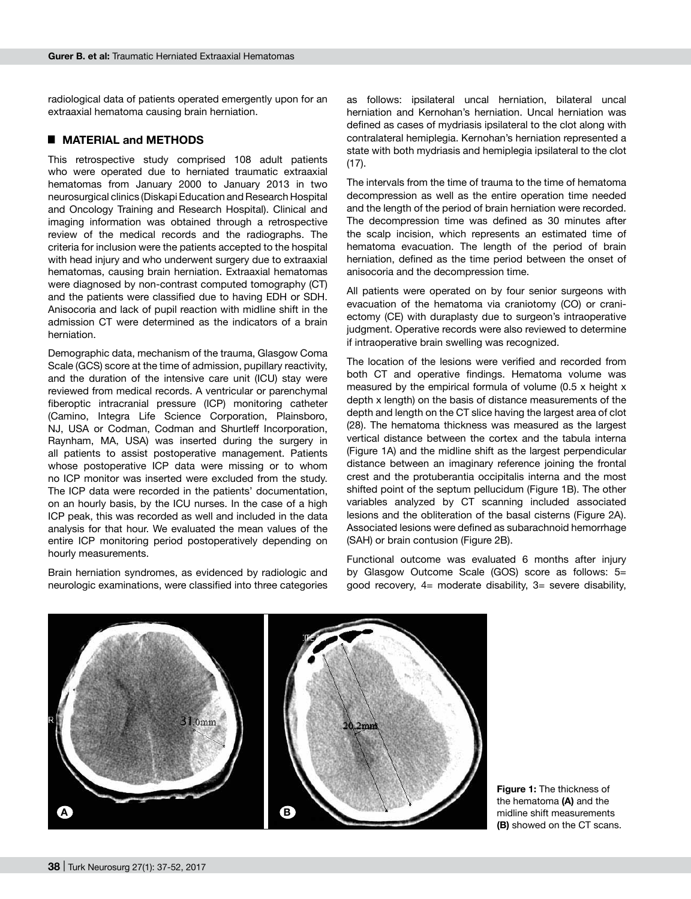radiological data of patients operated emergently upon for an extraaxial hematoma causing brain herniation.

## ■ MATERIAL and METHODS

This retrospective study comprised 108 adult patients who were operated due to herniated traumatic extraaxial hematomas from January 2000 to January 2013 in two neurosurgical clinics (Diskapi Education and Research Hospital and Oncology Training and Research Hospital). Clinical and imaging information was obtained through a retrospective review of the medical records and the radiographs. The criteria for inclusion were the patients accepted to the hospital with head injury and who underwent surgery due to extraaxial hematomas, causing brain herniation. Extraaxial hematomas were diagnosed by non-contrast computed tomography (CT) and the patients were classified due to having EDH or SDH. Anisocoria and lack of pupil reaction with midline shift in the admission CT were determined as the indicators of a brain herniation.

Demographic data, mechanism of the trauma, Glasgow Coma Scale (GCS) score at the time of admission, pupillary reactivity, and the duration of the intensive care unit (ICU) stay were reviewed from medical records. A ventricular or parenchymal fiberoptic intracranial pressure (ICP) monitoring catheter (Camino, Integra Life Science Corporation, Plainsboro, NJ, USA or Codman, Codman and Shurtleff Incorporation, Raynham, MA, USA) was inserted during the surgery in all patients to assist postoperative management. Patients whose postoperative ICP data were missing or to whom no ICP monitor was inserted were excluded from the study. The ICP data were recorded in the patients' documentation, on an hourly basis, by the ICU nurses. In the case of a high ICP peak, this was recorded as well and included in the data analysis for that hour. We evaluated the mean values of the entire ICP monitoring period postoperatively depending on hourly measurements.

Brain herniation syndromes, as evidenced by radiologic and neurologic examinations, were classified into three categories as follows: ipsilateral uncal herniation, bilateral uncal herniation and Kernohan's herniation. Uncal herniation was defined as cases of mydriasis ipsilateral to the clot along with contralateral hemiplegia. Kernohan's herniation represented a state with both mydriasis and hemiplegia ipsilateral to the clot (17).

The intervals from the time of trauma to the time of hematoma decompression as well as the entire operation time needed and the length of the period of brain herniation were recorded. The decompression time was defined as 30 minutes after the scalp incision, which represents an estimated time of hematoma evacuation. The length of the period of brain herniation, defined as the time period between the onset of anisocoria and the decompression time.

All patients were operated on by four senior surgeons with evacuation of the hematoma via craniotomy (CO) or craniectomy (CE) with duraplasty due to surgeon's intraoperative judgment. Operative records were also reviewed to determine if intraoperative brain swelling was recognized.

The location of the lesions were verified and recorded from both CT and operative findings. Hematoma volume was measured by the empirical formula of volume (0.5 x height x depth x length) on the basis of distance measurements of the depth and length on the CT slice having the largest area of clot (28). The hematoma thickness was measured as the largest vertical distance between the cortex and the tabula interna (Figure 1A) and the midline shift as the largest perpendicular distance between an imaginary reference joining the frontal crest and the protuberantia occipitalis interna and the most shifted point of the septum pellucidum (Figure 1B). The other variables analyzed by CT scanning included associated lesions and the obliteration of the basal cisterns (Figure 2A). Associated lesions were defined as subarachnoid hemorrhage (SAH) or brain contusion (Figure 2B).

Functional outcome was evaluated 6 months after injury by Glasgow Outcome Scale (GOS) score as follows: 5= good recovery, 4= moderate disability, 3= severe disability,

**Figure 1:** The thickness of the hematoma **(A)** and the midline shift measurements **(B)** showed on the CT scans.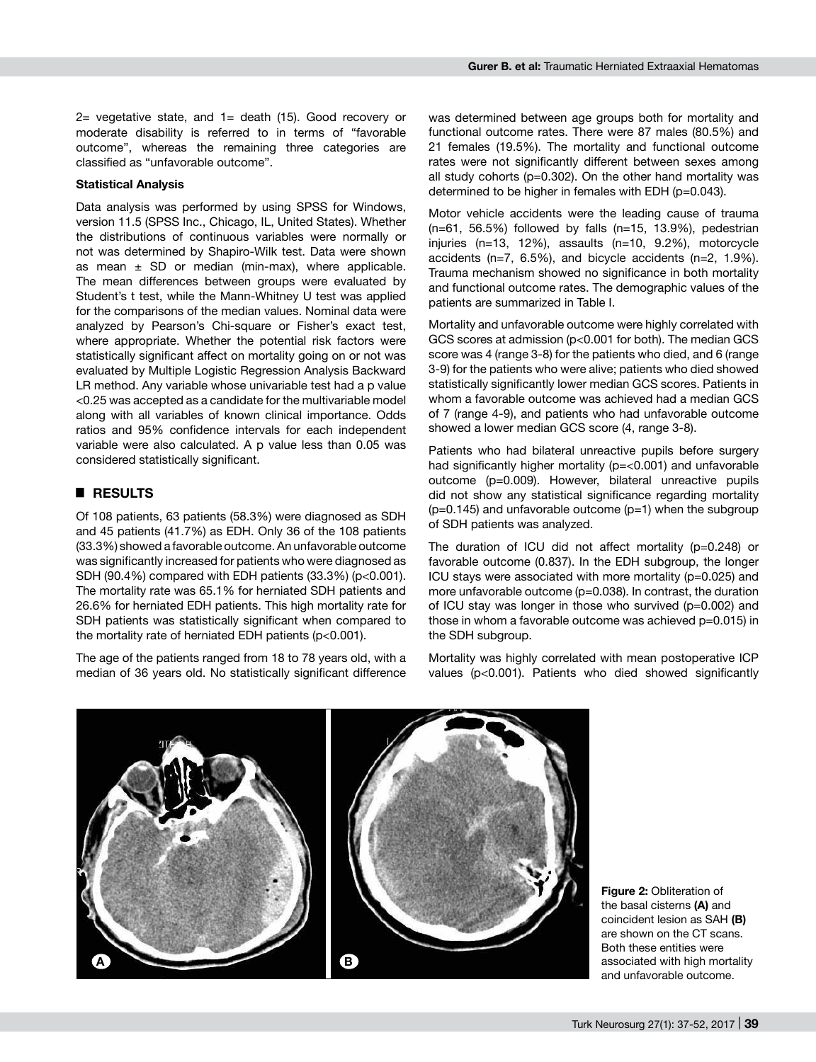2= vegetative state, and 1= death (15). Good recovery or moderate disability is referred to in terms of "favorable outcome", whereas the remaining three categories are classified as "unfavorable outcome".

**Statistical Analysis**

Data analysis was performed by using SPSS for Windows, version 11.5 (SPSS Inc., Chicago, IL, United States). Whether the distributions of continuous variables were normally or not was determined by Shapiro-Wilk test. Data were shown as mean ± SD or median (min-max), where applicable. The mean differences between groups were evaluated by Student's t test, while the Mann-Whitney U test was applied for the comparisons of the median values. Nominal data were analyzed by Pearson's Chi-square or Fisher's exact test, where appropriate. Whether the potential risk factors were statistically significant affect on mortality going on or not was evaluated by Multiple Logistic Regression Analysis Backward LR method. Any variable whose univariable test had a p value <0.25 was accepted as a candidate for the multivariable model along with all variables of known clinical importance. Odds ratios and 95% confidence intervals for each independent variable were also calculated. A p value less than 0.05 was considered statistically significant.

## RESULTS

Of 108 patients, 63 patients (58.3%) were diagnosed as SDH and 45 patients (41.7%) as EDH. Only 36 of the 108 patients (33.3%) showed a favorable outcome. An unfavorable outcome was significantly increased for patients who were diagnosed as SDH (90.4%) compared with EDH patients (33.3%) (p<0.001). The mortality rate was 65.1% for herniated SDH patients and 26.6% for herniated EDH patients. This high mortality rate for SDH patients was statistically significant when compared to the mortality rate of herniated EDH patients (p<0.001).

The age of the patients ranged from 18 to 78 years old, with a median of 36 years old. No statistically significant difference was determined between age groups both for mortality and functional outcome rates. There were 87 males (80.5%) and 21 females (19.5%). The mortality and functional outcome rates were not significantly different between sexes among all study cohorts (p=0.302). On the other hand mortality was determined to be higher in females with EDH (p=0.043).

Motor vehicle accidents were the leading cause of trauma (n=61, 56.5%) followed by falls (n=15, 13.9%), pedestrian injuries (n=13, 12%), assaults (n=10, 9.2%), motorcycle accidents (n=7, 6.5%), and bicycle accidents (n=2, 1.9%). Trauma mechanism showed no significance in both mortality and functional outcome rates. The demographic values of the patients are summarized in Table I.

Mortality and unfavorable outcome were highly correlated with GCS scores at admission (p<0.001 for both). The median GCS score was 4 (range 3-8) for the patients who died, and 6 (range 3-9) for the patients who were alive; patients who died showed statistically significantly lower median GCS scores. Patients in whom a favorable outcome was achieved had a median GCS of 7 (range 4-9), and patients who had unfavorable outcome showed a lower median GCS score (4, range 3-8).

Patients who had bilateral unreactive pupils before surgery had significantly higher mortality (p=<0.001) and unfavorable outcome (p=0.009). However, bilateral unreactive pupils did not show any statistical significance regarding mortality (p=0.145) and unfavorable outcome (p=1) when the subgroup of SDH patients was analyzed.

The duration of ICU did not affect mortality (p=0.248) or favorable outcome (0.837). In the EDH subgroup, the longer ICU stays were associated with more mortality (p=0.025) and more unfavorable outcome (p=0.038). In contrast, the duration of ICU stay was longer in those who survived (p=0.002) and those in whom a favorable outcome was achieved p=0.015) in the SDH subgroup.

Mortality was highly correlated with mean postoperative ICP values (p<0.001). Patients who died showed significantly

**Figure 2:** Obliteration of the basal cisterns **(A)** and coincident lesion as SAH **(B)** are shown on the CT scans. Both these entities were associated with high mortality and unfavorable outcome.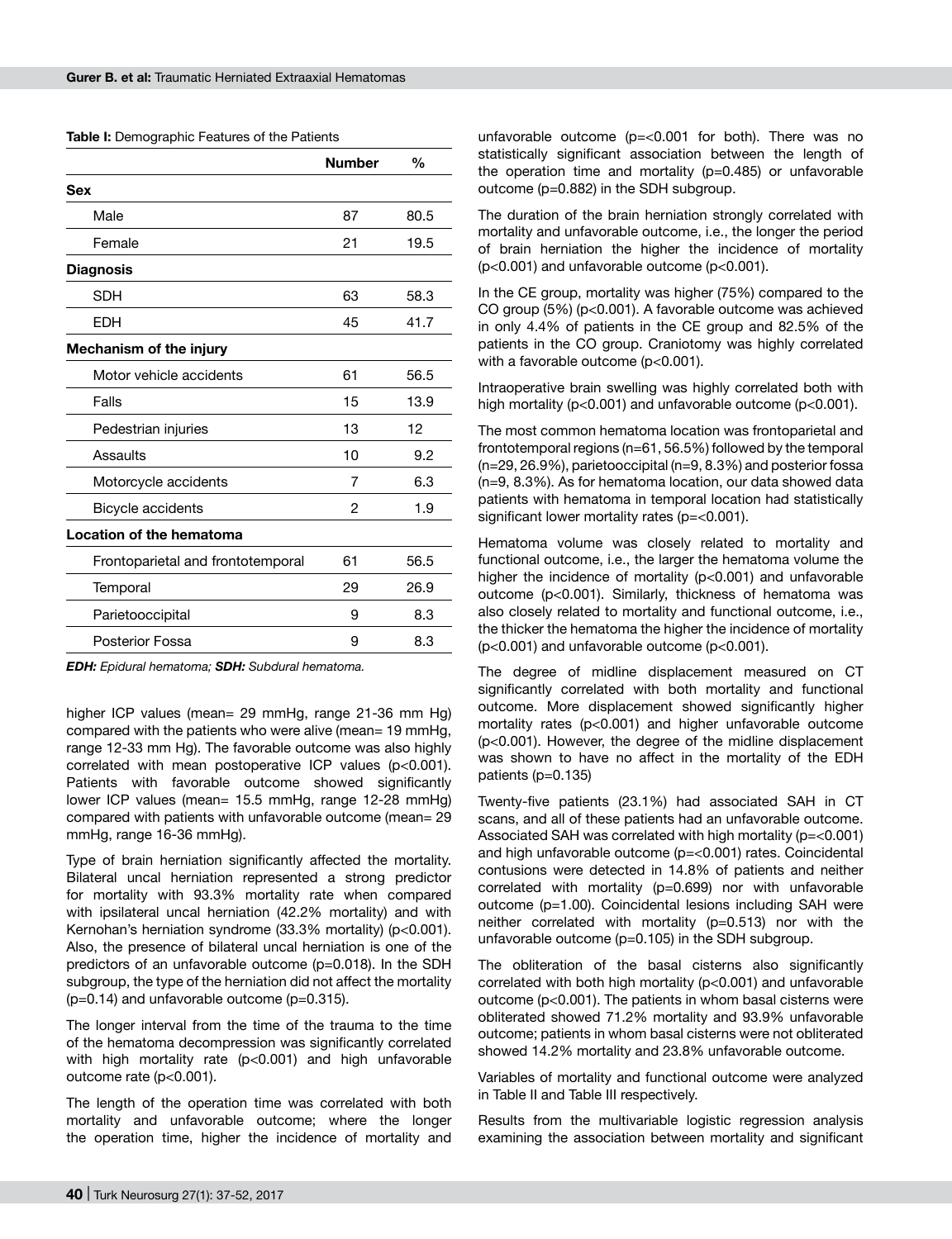**Table I:** Demographic Features of the Patients

| | Number | % |
|---|---|---|
| **Sex** | | |
| Male | 87 | 80.5 |
| Female | 21 | 19.5 |
| **Diagnosis** | | |
| SDH | 63 | 58.3 |
| EDH | 45 | 41.7 |
| **Mechanism of the injury** | | |
| Motor vehicle accidents | 61 | 56.5 |
| Falls | 15 | 13.9 |
| Pedestrian injuries | 13 | 12 |
| Assaults | 10 | 9.2 |
| Motorcycle accidents | 7 | 6.3 |
| Bicycle accidents | 2 | 1.9 |
| **Location of the hematoma** | | |
| Frontoparietal and frontotemporal | 61 | 56.5 |
| Temporal | 29 | 26.9 |
| Parietooccipital | 9 | 8.3 |
| Posterior Fossa | 9 | 8.3 |

***EDH:** Epidural hematoma; **SDH:** Subdural hematoma.*

higher ICP values (mean= 29 mmHg, range 21-36 mm Hg) compared with the patients who were alive (mean= 19 mmHg, range 12-33 mm Hg). The favorable outcome was also highly correlated with mean postoperative ICP values (p<0.001). Patients with favorable outcome showed significantly lower ICP values (mean= 15.5 mmHg, range 12-28 mmHg) compared with patients with unfavorable outcome (mean= 29 mmHg, range 16-36 mmHg).

Type of brain herniation significantly affected the mortality. Bilateral uncal herniation represented a strong predictor for mortality with 93.3% mortality rate when compared with ipsilateral uncal herniation (42.2% mortality) and with Kernohan's herniation syndrome (33.3% mortality) (p<0.001). Also, the presence of bilateral uncal herniation is one of the predictors of an unfavorable outcome (p=0.018). In the SDH subgroup, the type of the herniation did not affect the mortality (p=0.14) and unfavorable outcome (p=0.315).

The longer interval from the time of the trauma to the time of the hematoma decompression was significantly correlated with high mortality rate (p<0.001) and high unfavorable outcome rate (p<0.001).

The length of the operation time was correlated with both mortality and unfavorable outcome; where the longer the operation time, higher the incidence of mortality and unfavorable outcome (p=<0.001 for both). There was no statistically significant association between the length of the operation time and mortality (p=0.485) or unfavorable outcome (p=0.882) in the SDH subgroup.

The duration of the brain herniation strongly correlated with mortality and unfavorable outcome, i.e., the longer the period of brain herniation the higher the incidence of mortality (p<0.001) and unfavorable outcome (p<0.001).

In the CE group, mortality was higher (75%) compared to the CO group (5%) (p<0.001). A favorable outcome was achieved in only 4.4% of patients in the CE group and 82.5% of the patients in the CO group. Craniotomy was highly correlated with a favorable outcome (p<0.001).

Intraoperative brain swelling was highly correlated both with high mortality (p<0.001) and unfavorable outcome (p<0.001).

The most common hematoma location was frontoparietal and frontotemporal regions (n=61, 56.5%) followed by the temporal (n=29, 26.9%), parietooccipital (n=9, 8.3%) and posterior fossa (n=9, 8.3%). As for hematoma location, our data showed data patients with hematoma in temporal location had statistically significant lower mortality rates (p=<0.001).

Hematoma volume was closely related to mortality and functional outcome, i.e., the larger the hematoma volume the higher the incidence of mortality (p<0.001) and unfavorable outcome (p<0.001). Similarly, thickness of hematoma was also closely related to mortality and functional outcome, i.e., the thicker the hematoma the higher the incidence of mortality (p<0.001) and unfavorable outcome (p<0.001).

The degree of midline displacement measured on CT significantly correlated with both mortality and functional outcome. More displacement showed significantly higher mortality rates (p<0.001) and higher unfavorable outcome (p<0.001). However, the degree of the midline displacement was shown to have no affect in the mortality of the EDH patients (p=0.135)

Twenty-five patients (23.1%) had associated SAH in CT scans, and all of these patients had an unfavorable outcome. Associated SAH was correlated with high mortality (p=<0.001) and high unfavorable outcome (p=<0.001) rates. Coincidental contusions were detected in 14.8% of patients and neither correlated with mortality (p=0.699) nor with unfavorable outcome (p=1.00). Coincidental lesions including SAH were neither correlated with mortality (p=0.513) nor with the unfavorable outcome (p=0.105) in the SDH subgroup.

The obliteration of the basal cisterns also significantly correlated with both high mortality (p<0.001) and unfavorable outcome (p<0.001). The patients in whom basal cisterns were obliterated showed 71.2% mortality and 93.9% unfavorable outcome; patients in whom basal cisterns were not obliterated showed 14.2% mortality and 23.8% unfavorable outcome.

Variables of mortality and functional outcome were analyzed in Table II and Table III respectively.

Results from the multivariable logistic regression analysis examining the association between mortality and significant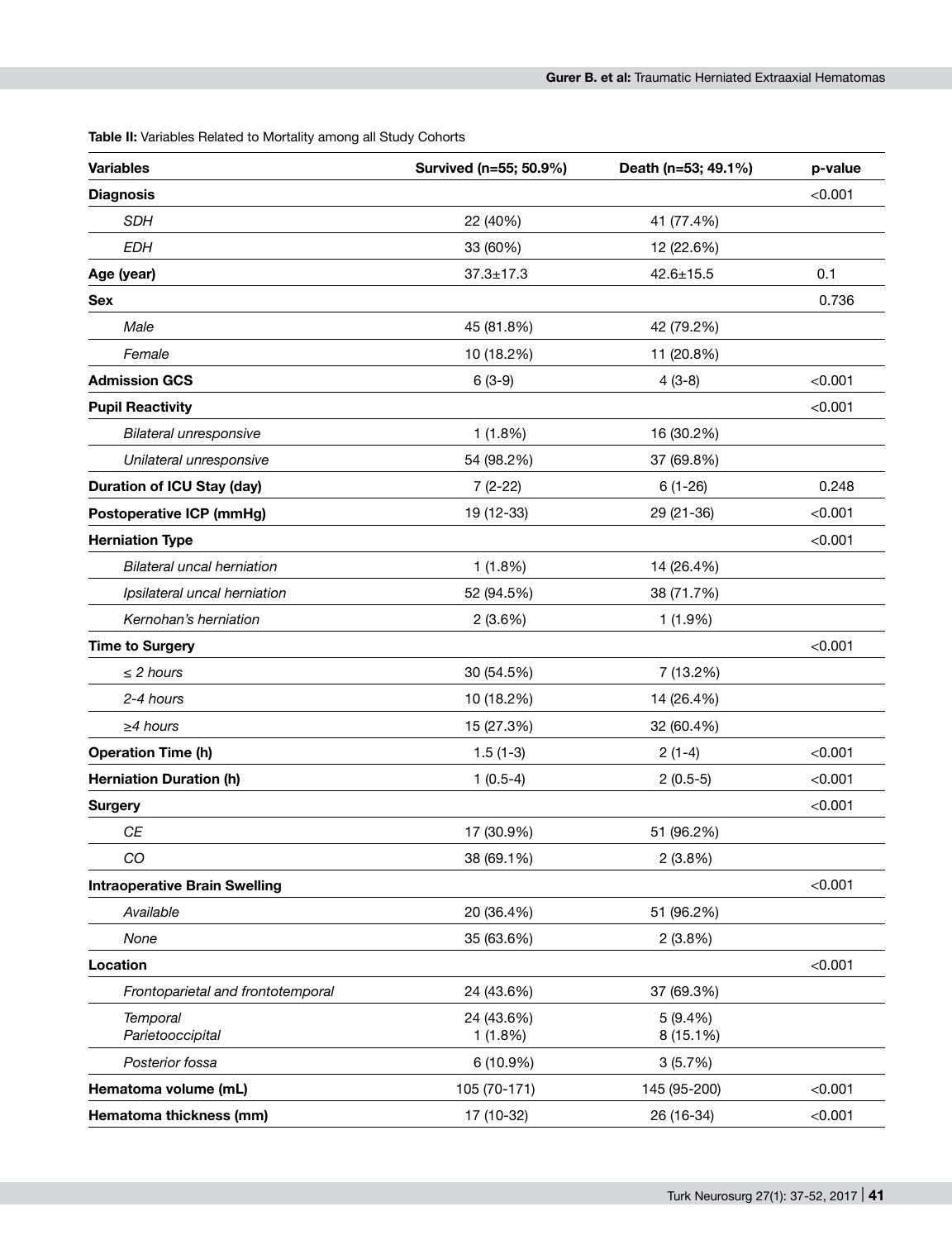**Table II:** Variables Related to Mortality among all Study Cohorts

| Variables | Survived (n=55; 50.9%) | Death (n=53; 49.1%) | p-value |
|---|---|---|---|
| **Diagnosis** | | | <0.001 |
| *SDH* | 22 (40%) | 41 (77.4%) | |
| *EDH* | 33 (60%) | 12 (22.6%) | |
| **Age (year)** | 37.3±17.3 | 42.6±15.5 | 0.1 |
| **Sex** | | | 0.736 |
| *Male* | 45 (81.8%) | 42 (79.2%) | |
| *Female* | 10 (18.2%) | 11 (20.8%) | |
| **Admission GCS** | 6 (3-9) | 4 (3-8) | <0.001 |
| **Pupil Reactivity** | | | <0.001 |
| *Bilateral unresponsive* | 1 (1.8%) | 16 (30.2%) | |
| *Unilateral unresponsive* | 54 (98.2%) | 37 (69.8%) | |
| **Duration of ICU Stay (day)** | 7 (2-22) | 6 (1-26) | 0.248 |
| **Postoperative ICP (mmHg)** | 19 (12-33) | 29 (21-36) | <0.001 |
| **Herniation Type** | | | <0.001 |
| *Bilateral uncal herniation* | 1 (1.8%) | 14 (26.4%) | |
| *Ipsilateral uncal herniation* | 52 (94.5%) | 38 (71.7%) | |
| *Kernohan's herniation* | 2 (3.6%) | 1 (1.9%) | |
| **Time to Surgery** | | | <0.001 |
| *≤ 2 hours* | 30 (54.5%) | 7 (13.2%) | |
| *2-4 hours* | 10 (18.2%) | 14 (26.4%) | |
| *≥4 hours* | 15 (27.3%) | 32 (60.4%) | |
| **Operation Time (h)** | 1.5 (1-3) | 2 (1-4) | <0.001 |
| **Herniation Duration (h)** | 1 (0.5-4) | 2 (0.5-5) | <0.001 |
| **Surgery** | | | <0.001 |
| *CE* | 17 (30.9%) | 51 (96.2%) | |
| *CO* | 38 (69.1%) | 2 (3.8%) | |
| **Intraoperative Brain Swelling** | | | <0.001 |
| *Available* | 20 (36.4%) | 51 (96.2%) | |
| *None* | 35 (63.6%) | 2 (3.8%) | |
| **Location** | | | <0.001 |
| *Frontoparietal and frontotemporal* | 24 (43.6%) | 37 (69.3%) | |
| *Temporal* | 24 (43.6%) | 5 (9.4%) | |
| *Parietooccipital* | 1 (1.8%) | 8 (15.1%) | |
| *Posterior fossa* | 6 (10.9%) | 3 (5.7%) | |
| **Hematoma volume (mL)** | 105 (70-171) | 145 (95-200) | <0.001 |
| **Hematoma thickness (mm)** | 17 (10-32) | 26 (16-34) | <0.001 |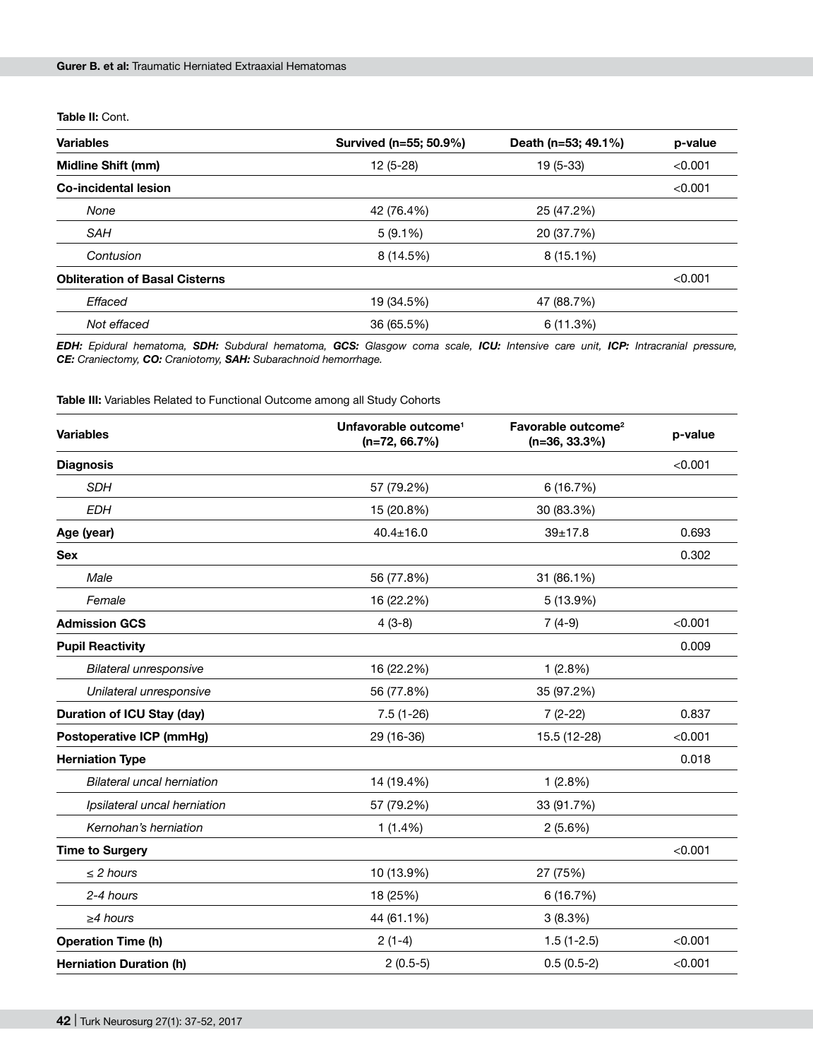**Table II:** Cont.

| Variables | Survived (n=55; 50.9%) | Death (n=53; 49.1%) | p-value |
|---|---|---|---|
| **Midline Shift (mm)** | 12 (5-28) | 19 (5-33) | <0.001 |
| **Co-incidental lesion** | | | <0.001 |
| *None* | 42 (76.4%) | 25 (47.2%) | |
| *SAH* | 5 (9.1%) | 20 (37.7%) | |
| *Contusion* | 8 (14.5%) | 8 (15.1%) | |
| **Obliteration of Basal Cisterns** | | | <0.001 |
| *Effaced* | 19 (34.5%) | 47 (88.7%) | |
| *Not effaced* | 36 (65.5%) | 6 (11.3%) | |

***EDH:** Epidural hematoma, **SDH:** Subdural hematoma, **GCS:** Glasgow coma scale, **ICU:** Intensive care unit, **ICP:** Intracranial pressure, **CE:** Craniectomy, **CO:** Craniotomy, **SAH:** Subarachnoid hemorrhage.*

**Table III:** Variables Related to Functional Outcome among all Study Cohorts

| Variables | Unfavorable outcome[1] (n=72, 66.7%) | Favorable outcome[2] (n=36, 33.3%) | p-value |
|---|---|---|---|
| **Diagnosis** | | | <0.001 |
| *SDH* | 57 (79.2%) | 6 (16.7%) | |
| *EDH* | 15 (20.8%) | 30 (83.3%) | |
| **Age (year)** | 40.4±16.0 | 39±17.8 | 0.693 |
| **Sex** | | | 0.302 |
| *Male* | 56 (77.8%) | 31 (86.1%) | |
| *Female* | 16 (22.2%) | 5 (13.9%) | |
| **Admission GCS** | 4 (3-8) | 7 (4-9) | <0.001 |
| **Pupil Reactivity** | | | 0.009 |
| *Bilateral unresponsive* | 16 (22.2%) | 1 (2.8%) | |
| *Unilateral unresponsive* | 56 (77.8%) | 35 (97.2%) | |
| **Duration of ICU Stay (day)** | 7.5 (1-26) | 7 (2-22) | 0.837 |
| **Postoperative ICP (mmHg)** | 29 (16-36) | 15.5 (12-28) | <0.001 |
| **Herniation Type** | | | 0.018 |
| *Bilateral uncal herniation* | 14 (19.4%) | 1 (2.8%) | |
| *Ipsilateral uncal herniation* | 57 (79.2%) | 33 (91.7%) | |
| *Kernohan's herniation* | 1 (1.4%) | 2 (5.6%) | |
| **Time to Surgery** | | | <0.001 |
| *≤ 2 hours* | 10 (13.9%) | 27 (75%) | |
| *2-4 hours* | 18 (25%) | 6 (16.7%) | |
| *≥4 hours* | 44 (61.1%) | 3 (8.3%) | |
| **Operation Time (h)** | 2 (1-4) | 1.5 (1-2.5) | <0.001 |
| **Herniation Duration (h)** | 2 (0.5-5) | 0.5 (0.5-2) | <0.001 |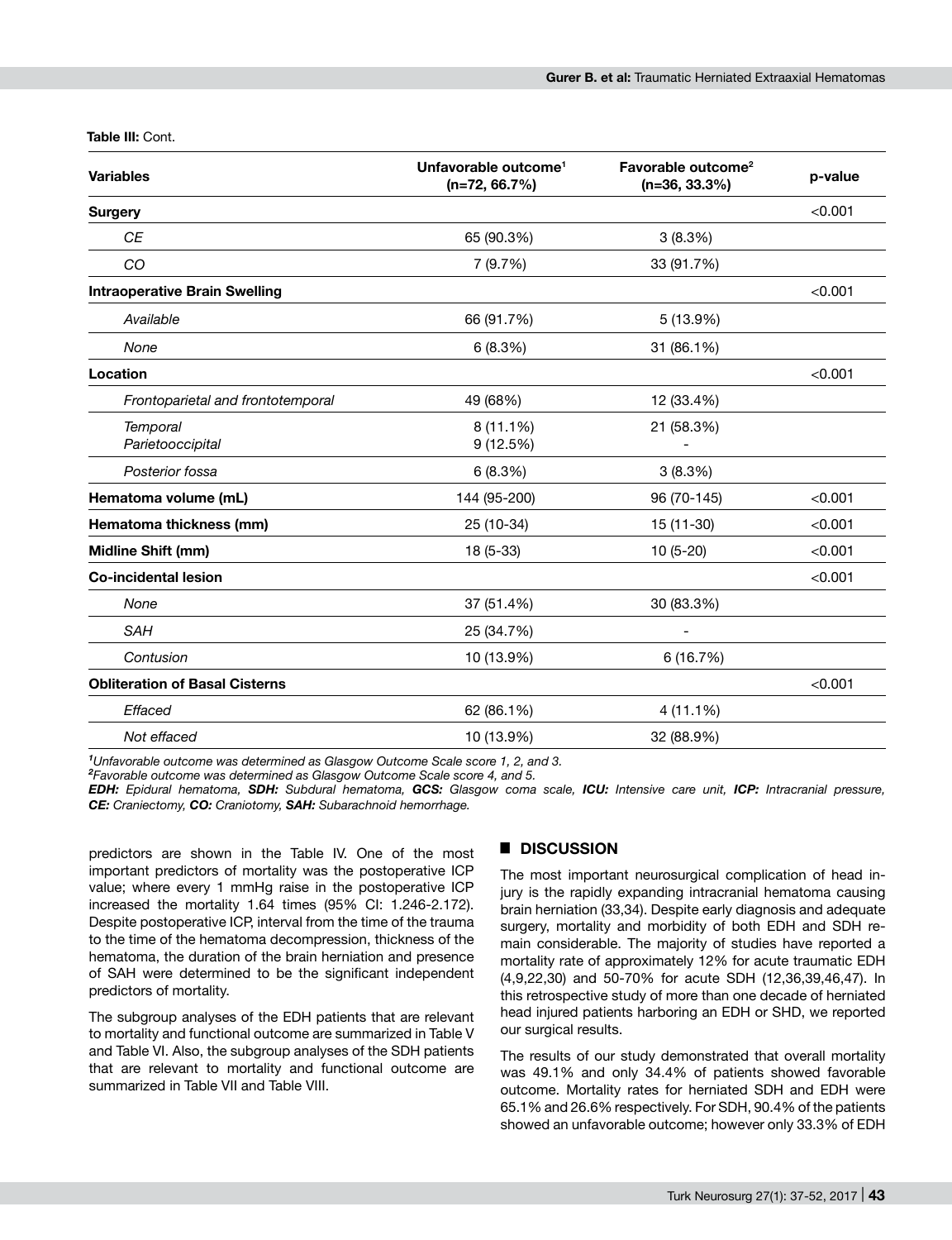**Table III:** Cont.

| Variables | Unfavorable outcome[1] (n=72, 66.7%) | Favorable outcome[2] (n=36, 33.3%) | p-value |
|---|---|---|---|
| **Surgery** | | | <0.001 |
| *CE* | 65 (90.3%) | 3 (8.3%) | |
| *CO* | 7 (9.7%) | 33 (91.7%) | |
| **Intraoperative Brain Swelling** | | | <0.001 |
| *Available* | 66 (91.7%) | 5 (13.9%) | |
| *None* | 6 (8.3%) | 31 (86.1%) | |
| **Location** | | | <0.001 |
| *Frontoparietal and frontotemporal* | 49 (68%) | 12 (33.4%) | |
| *Temporal* | 8 (11.1%) | 21 (58.3%) | |
| *Parietooccipital* | 9 (12.5%) | - | |
| *Posterior fossa* | 6 (8.3%) | 3 (8.3%) | |
| **Hematoma volume (mL)** | 144 (95-200) | 96 (70-145) | <0.001 |
| **Hematoma thickness (mm)** | 25 (10-34) | 15 (11-30) | <0.001 |
| **Midline Shift (mm)** | 18 (5-33) | 10 (5-20) | <0.001 |
| **Co-incidental lesion** | | | <0.001 |
| *None* | 37 (51.4%) | 30 (83.3%) | |
| *SAH* | 25 (34.7%) | - | |
| *Contusion* | 10 (13.9%) | 6 (16.7%) | |
| **Obliteration of Basal Cisterns** | | | <0.001 |
| *Effaced* | 62 (86.1%) | 4 (11.1%) | |
| *Not effaced* | 10 (13.9%) | 32 (88.9%) | |

*[1]Unfavorable outcome was determined as Glasgow Outcome Scale score 1, 2, and 3.*
*[2]Favorable outcome was determined as Glasgow Outcome Scale score 4, and 5.*
***EDH:** Epidural hematoma, **SDH:** Subdural hematoma, **GCS:** Glasgow coma scale, **ICU:** Intensive care unit, **ICP:** Intracranial pressure, **CE:** Craniectomy, **CO:** Craniotomy, **SAH:** Subarachnoid hemorrhage.*

predictors are shown in the Table IV. One of the most important predictors of mortality was the postoperative ICP value; where every 1 mmHg raise in the postoperative ICP increased the mortality 1.64 times (95% CI: 1.246-2.172). Despite postoperative ICP, interval from the time of the trauma to the time of the hematoma decompression, thickness of the hematoma, the duration of the brain herniation and presence of SAH were determined to be the significant independent predictors of mortality.

The subgroup analyses of the EDH patients that are relevant to mortality and functional outcome are summarized in Table V and Table VI. Also, the subgroup analyses of the SDH patients that are relevant to mortality and functional outcome are summarized in Table VII and Table VIII.

## DISCUSSION

The most important neurosurgical complication of head injury is the rapidly expanding intracranial hematoma causing brain herniation (33,34). Despite early diagnosis and adequate surgery, mortality and morbidity of both EDH and SDH remain considerable. The majority of studies have reported a mortality rate of approximately 12% for acute traumatic EDH (4,9,22,30) and 50-70% for acute SDH (12,36,39,46,47). In this retrospective study of more than one decade of herniated head injured patients harboring an EDH or SHD, we reported our surgical results.

The results of our study demonstrated that overall mortality was 49.1% and only 34.4% of patients showed favorable outcome. Mortality rates for herniated SDH and EDH were 65.1% and 26.6% respectively. For SDH, 90.4% of the patients showed an unfavorable outcome; however only 33.3% of EDH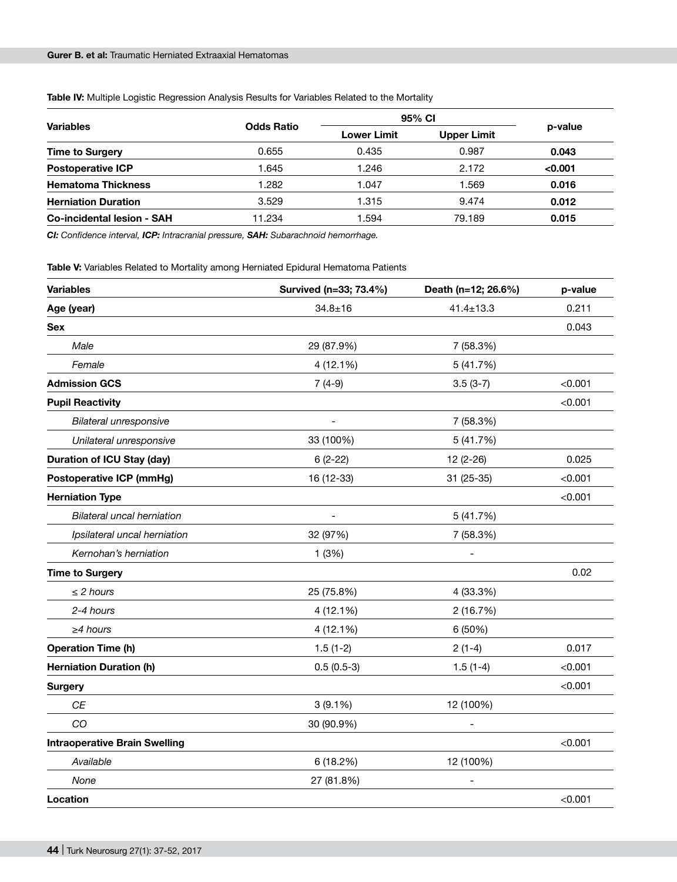**Table IV:** Multiple Logistic Regression Analysis Results for Variables Related to the Mortality

| Variables | Odds Ratio | 95% CI | | p-value |
|---|---|---|---|---|
| | | Lower Limit | Upper Limit | |
| **Time to Surgery** | 0.655 | 0.435 | 0.987 | **0.043** |
| **Postoperative ICP** | 1.645 | 1.246 | 2.172 | **<0.001** |
| **Hematoma Thickness** | 1.282 | 1.047 | 1.569 | **0.016** |
| **Herniation Duration** | 3.529 | 1.315 | 9.474 | **0.012** |
| **Co-incidental lesion - SAH** | 11.234 | 1.594 | 79.189 | **0.015** |

***CI:** Confidence interval, **ICP:** Intracranial pressure, **SAH:** Subarachnoid hemorrhage.*

**Table V:** Variables Related to Mortality among Herniated Epidural Hematoma Patients

| Variables | Survived (n=33; 73.4%) | Death (n=12; 26.6%) | p-value |
|---|---|---|---|
| **Age (year)** | 34.8±16 | 41.4±13.3 | 0.211 |
| **Sex** | | | 0.043 |
| *Male* | 29 (87.9%) | 7 (58.3%) | |
| *Female* | 4 (12.1%) | 5 (41.7%) | |
| **Admission GCS** | 7 (4-9) | 3.5 (3-7) | <0.001 |
| **Pupil Reactivity** | | | <0.001 |
| *Bilateral unresponsive* | - | 7 (58.3%) | |
| *Unilateral unresponsive* | 33 (100%) | 5 (41.7%) | |
| **Duration of ICU Stay (day)** | 6 (2-22) | 12 (2-26) | 0.025 |
| **Postoperative ICP (mmHg)** | 16 (12-33) | 31 (25-35) | <0.001 |
| **Herniation Type** | | | <0.001 |
| *Bilateral uncal herniation* | - | 5 (41.7%) | |
| *Ipsilateral uncal herniation* | 32 (97%) | 7 (58.3%) | |
| *Kernohan's herniation* | 1 (3%) | - | |
| **Time to Surgery** | | | 0.02 |
| *≤ 2 hours* | 25 (75.8%) | 4 (33.3%) | |
| *2-4 hours* | 4 (12.1%) | 2 (16.7%) | |
| *≥4 hours* | 4 (12.1%) | 6 (50%) | |
| **Operation Time (h)** | 1.5 (1-2) | 2 (1-4) | 0.017 |
| **Herniation Duration (h)** | 0.5 (0.5-3) | 1.5 (1-4) | <0.001 |
| **Surgery** | | | <0.001 |
| *CE* | 3 (9.1%) | 12 (100%) | |
| *CO* | 30 (90.9%) | - | |
| **Intraoperative Brain Swelling** | | | <0.001 |
| *Available* | 6 (18.2%) | 12 (100%) | |
| *None* | 27 (81.8%) | - | |
| **Location** | | | <0.001 |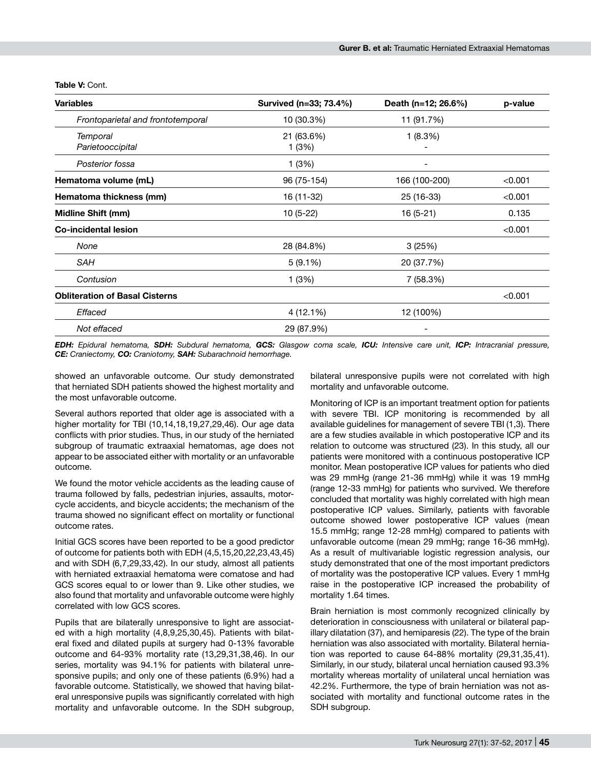**Table V:** Cont.

| Variables | Survived (n=33; 73.4%) | Death (n=12; 26.6%) | p-value |
|---|---|---|---|
| *Frontoparietal and frontotemporal* | 10 (30.3%) | 11 (91.7%) | |
| *Temporal* | 21 (63.6%) | 1 (8.3%) | |
| *Parietooccipital* | 1 (3%) | - | |
| *Posterior fossa* | 1 (3%) | - | |
| **Hematoma volume (mL)** | 96 (75-154) | 166 (100-200) | <0.001 |
| **Hematoma thickness (mm)** | 16 (11-32) | 25 (16-33) | <0.001 |
| **Midline Shift (mm)** | 10 (5-22) | 16 (5-21) | 0.135 |
| **Co-incidental lesion** | | | <0.001 |
| *None* | 28 (84.8%) | 3 (25%) | |
| *SAH* | 5 (9.1%) | 20 (37.7%) | |
| *Contusion* | 1 (3%) | 7 (58.3%) | |
| **Obliteration of Basal Cisterns** | | | <0.001 |
| *Effaced* | 4 (12.1%) | 12 (100%) | |
| *Not effaced* | 29 (87.9%) | - | |

***EDH:** Epidural hematoma, **SDH:** Subdural hematoma, **GCS:** Glasgow coma scale, **ICU:** Intensive care unit, **ICP:** Intracranial pressure, **CE:** Craniectomy, **CO:** Craniotomy, **SAH:** Subarachnoid hemorrhage.*

showed an unfavorable outcome. Our study demonstrated that herniated SDH patients showed the highest mortality and the most unfavorable outcome.

Several authors reported that older age is associated with a higher mortality for TBI (10,14,18,19,27,29,46). Our age data conflicts with prior studies. Thus, in our study of the herniated subgroup of traumatic extraaxial hematomas, age does not appear to be associated either with mortality or an unfavorable outcome.

We found the motor vehicle accidents as the leading cause of trauma followed by falls, pedestrian injuries, assaults, motorcycle accidents, and bicycle accidents; the mechanism of the trauma showed no significant effect on mortality or functional outcome rates.

Initial GCS scores have been reported to be a good predictor of outcome for patients both with EDH (4,5,15,20,22,23,43,45) and with SDH (6,7,29,33,42). In our study, almost all patients with herniated extraaxial hematoma were comatose and had GCS scores equal to or lower than 9. Like other studies, we also found that mortality and unfavorable outcome were highly correlated with low GCS scores.

Pupils that are bilaterally unresponsive to light are associated with a high mortality (4,8,9,25,30,45). Patients with bilateral fixed and dilated pupils at surgery had 0-13% favorable outcome and 64-93% mortality rate (13,29,31,38,46). In our series, mortality was 94.1% for patients with bilateral unresponsive pupils; and only one of these patients (6.9%) had a favorable outcome. Statistically, we showed that having bilateral unresponsive pupils was significantly correlated with high mortality and unfavorable outcome. In the SDH subgroup, bilateral unresponsive pupils were not correlated with high mortality and unfavorable outcome.

Monitoring of ICP is an important treatment option for patients with severe TBI. ICP monitoring is recommended by all available guidelines for management of severe TBI (1,3). There are a few studies available in which postoperative ICP and its relation to outcome was structured (23). In this study, all our patients were monitored with a continuous postoperative ICP monitor. Mean postoperative ICP values for patients who died was 29 mmHg (range 21-36 mmHg) while it was 19 mmHg (range 12-33 mmHg) for patients who survived. We therefore concluded that mortality was highly correlated with high mean postoperative ICP values. Similarly, patients with favorable outcome showed lower postoperative ICP values (mean 15.5 mmHg; range 12-28 mmHg) compared to patients with unfavorable outcome (mean 29 mmHg; range 16-36 mmHg). As a result of multivariable logistic regression analysis, our study demonstrated that one of the most important predictors of mortality was the postoperative ICP values. Every 1 mmHg raise in the postoperative ICP increased the probability of mortality 1.64 times.

Brain herniation is most commonly recognized clinically by deterioration in consciousness with unilateral or bilateral pappillary dilatation (37), and hemiparesis (22). The type of the brain herniation was also associated with mortality. Bilateral herniation was reported to cause 64-88% mortality (29,31,35,41). Similarly, in our study, bilateral uncal herniation caused 93.3% mortality whereas mortality of unilateral uncal herniation was 42.2%. Furthermore, the type of brain herniation was not associated with mortality and functional outcome rates in the SDH subgroup.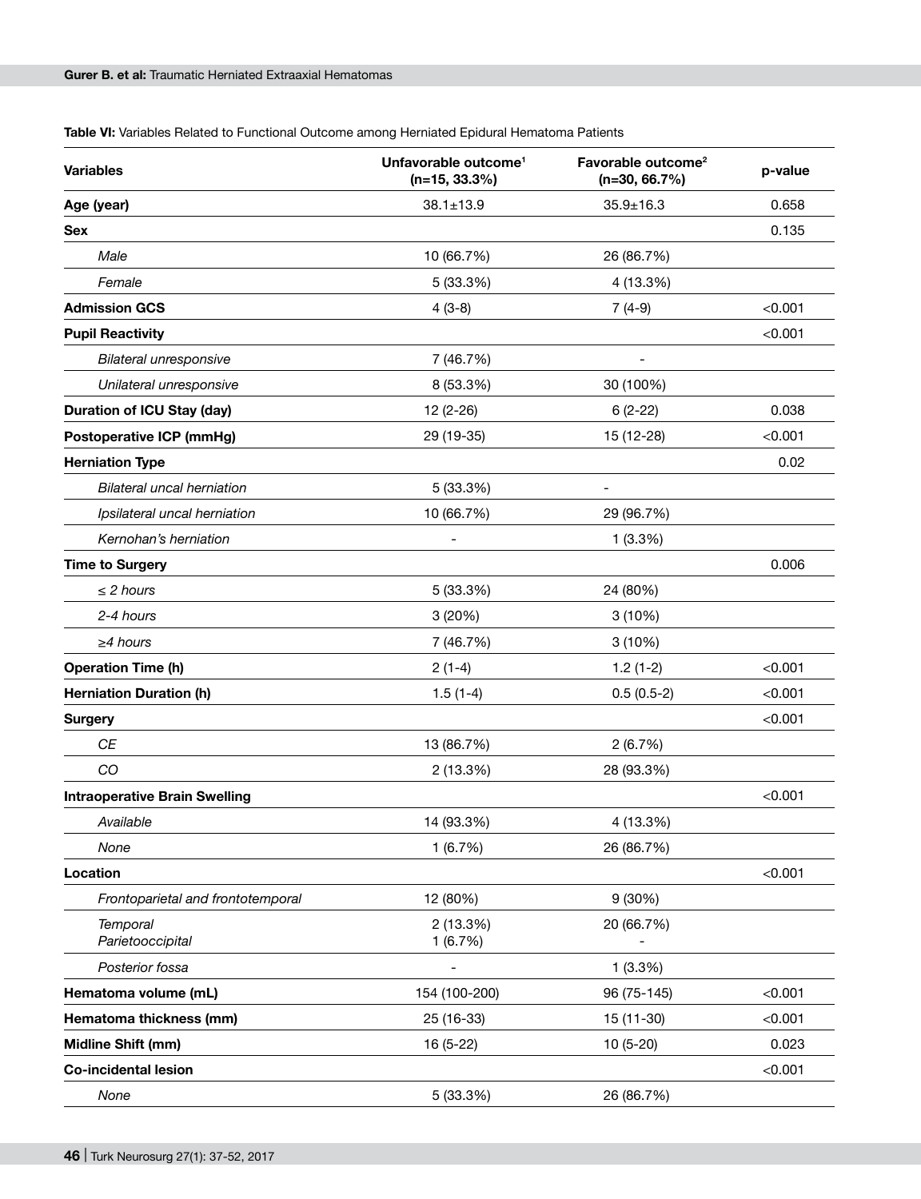**Table VI:** Variables Related to Functional Outcome among Herniated Epidural Hematoma Patients

| Variables | Unfavorable outcome[1] (n=15, 33.3%) | Favorable outcome[2] (n=30, 66.7%) | p-value |
|---|---|---|---|
| **Age (year)** | 38.1±13.9 | 35.9±16.3 | 0.658 |
| **Sex** | | | 0.135 |
| *Male* | 10 (66.7%) | 26 (86.7%) | |
| *Female* | 5 (33.3%) | 4 (13.3%) | |
| **Admission GCS** | 4 (3-8) | 7 (4-9) | <0.001 |
| **Pupil Reactivity** | | | <0.001 |
| *Bilateral unresponsive* | 7 (46.7%) | - | |
| *Unilateral unresponsive* | 8 (53.3%) | 30 (100%) | |
| **Duration of ICU Stay (day)** | 12 (2-26) | 6 (2-22) | 0.038 |
| **Postoperative ICP (mmHg)** | 29 (19-35) | 15 (12-28) | <0.001 |
| **Herniation Type** | | | 0.02 |
| *Bilateral uncal herniation* | 5 (33.3%) | - | |
| *Ipsilateral uncal herniation* | 10 (66.7%) | 29 (96.7%) | |
| *Kernohan's herniation* | - | 1 (3.3%) | |
| **Time to Surgery** | | | 0.006 |
| *≤ 2 hours* | 5 (33.3%) | 24 (80%) | |
| *2-4 hours* | 3 (20%) | 3 (10%) | |
| *≥4 hours* | 7 (46.7%) | 3 (10%) | |
| **Operation Time (h)** | 2 (1-4) | 1.2 (1-2) | <0.001 |
| **Herniation Duration (h)** | 1.5 (1-4) | 0.5 (0.5-2) | <0.001 |
| **Surgery** | | | <0.001 |
| *CE* | 13 (86.7%) | 2 (6.7%) | |
| *CO* | 2 (13.3%) | 28 (93.3%) | |
| **Intraoperative Brain Swelling** | | | <0.001 |
| *Available* | 14 (93.3%) | 4 (13.3%) | |
| *None* | 1 (6.7%) | 26 (86.7%) | |
| **Location** | | | <0.001 |
| *Frontoparietal and frontotemporal* | 12 (80%) | 9 (30%) | |
| *Temporal* | 2 (13.3%) | 20 (66.7%) | |
| *Parietooccipital* | 1 (6.7%) | - | |
| *Posterior fossa* | - | 1 (3.3%) | |
| **Hematoma volume (mL)** | 154 (100-200) | 96 (75-145) | <0.001 |
| **Hematoma thickness (mm)** | 25 (16-33) | 15 (11-30) | <0.001 |
| **Midline Shift (mm)** | 16 (5-22) | 10 (5-20) | 0.023 |
| **Co-incidental lesion** | | | <0.001 |
| *None* | 5 (33.3%) | 26 (86.7%) | |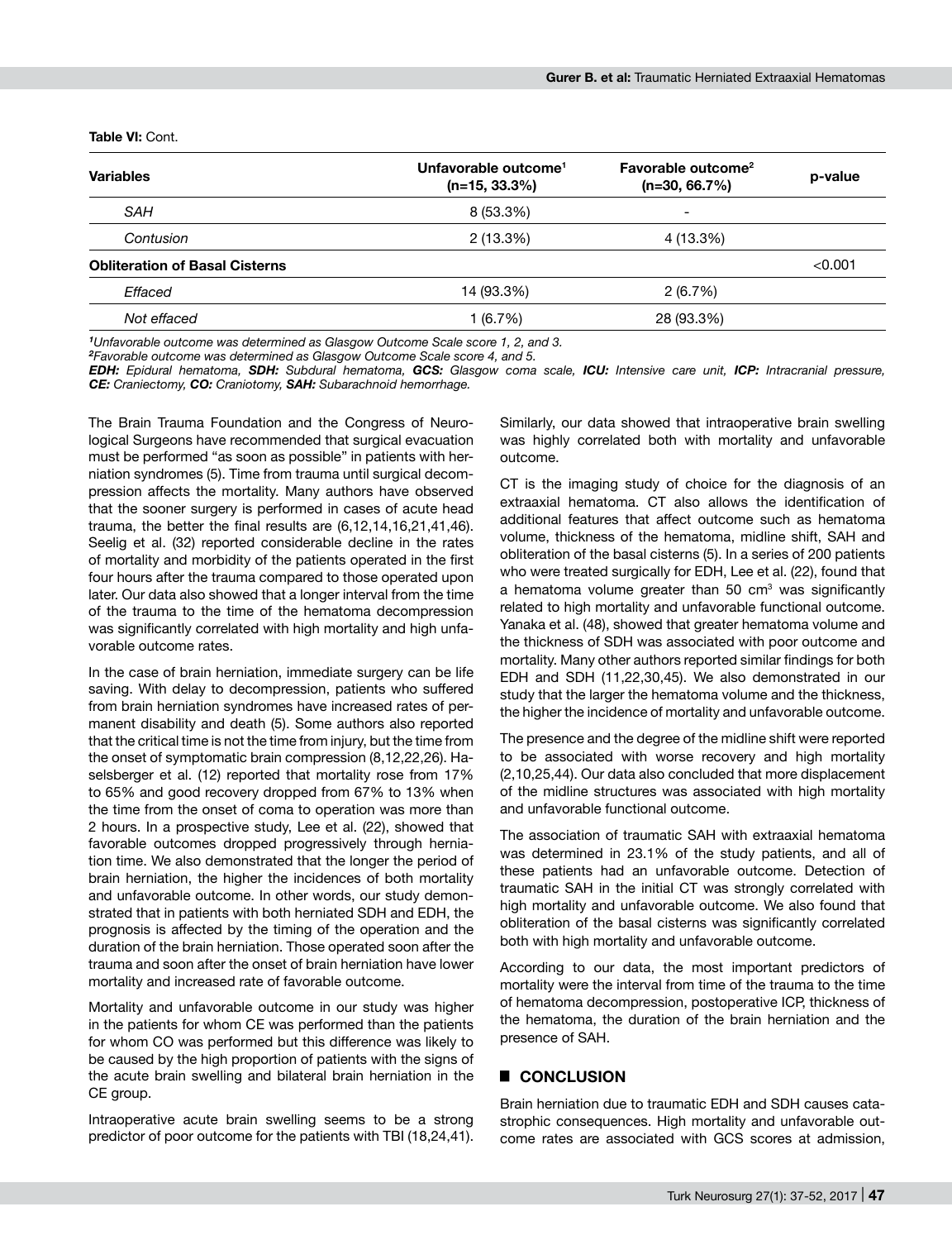**Table VI:** Cont.

| Variables | Unfavorable outcome[1] (n=15, 33.3%) | Favorable outcome[2] (n=30, 66.7%) | p-value |
|---|---|---|---|
| *SAH* | 8 (53.3%) | - | |
| *Contusion* | 2 (13.3%) | 4 (13.3%) | |
| **Obliteration of Basal Cisterns** | | | <0.001 |
| *Effaced* | 14 (93.3%) | 2 (6.7%) | |
| *Not effaced* | 1 (6.7%) | 28 (93.3%) | |

*[1]Unfavorable outcome was determined as Glasgow Outcome Scale score 1, 2, and 3.*
*[2]Favorable outcome was determined as Glasgow Outcome Scale score 4, and 5.*
***EDH:** Epidural hematoma, **SDH:** Subdural hematoma, **GCS:** Glasgow coma scale, **ICU:** Intensive care unit, **ICP:** Intracranial pressure, **CE:** Craniectomy, **CO:** Craniotomy, **SAH:** Subarachnoid hemorrhage.*

The Brain Trauma Foundation and the Congress of Neurological Surgeons have recommended that surgical evacuation must be performed "as soon as possible" in patients with herniation syndromes (5). Time from trauma until surgical decompression affects the mortality. Many authors have observed that the sooner surgery is performed in cases of acute head trauma, the better the final results are (6,12,14,16,21,41,46). Seelig et al. (32) reported considerable decline in the rates of mortality and morbidity of the patients operated in the first four hours after the trauma compared to those operated upon later. Our data also showed that a longer interval from the time of the trauma to the time of the hematoma decompression was significantly correlated with high mortality and high unfavorable outcome rates.

In the case of brain herniation, immediate surgery can be life saving. With delay to decompression, patients who suffered from brain herniation syndromes have increased rates of permanent disability and death (5). Some authors also reported that the critical time is not the time from injury, but the time from the onset of symptomatic brain compression (8,12,22,26). Haselsberger et al. (12) reported that mortality rose from 17% to 65% and good recovery dropped from 67% to 13% when the time from the onset of coma to operation was more than 2 hours. In a prospective study, Lee et al. (22), showed that favorable outcomes dropped progressively through herniation time. We also demonstrated that the longer the period of brain herniation, the higher the incidences of both mortality and unfavorable outcome. In other words, our study demonstrated that in patients with both herniated SDH and EDH, the prognosis is affected by the timing of the operation and the duration of the brain herniation. Those operated soon after the trauma and soon after the onset of brain herniation have lower mortality and increased rate of favorable outcome.

Mortality and unfavorable outcome in our study was higher in the patients for whom CE was performed than the patients for whom CO was performed but this difference was likely to be caused by the high proportion of patients with the signs of the acute brain swelling and bilateral brain herniation in the CE group.

Intraoperative acute brain swelling seems to be a strong predictor of poor outcome for the patients with TBI (18,24,41). Similarly, our data showed that intraoperative brain swelling was highly correlated both with mortality and unfavorable outcome.

CT is the imaging study of choice for the diagnosis of an extraaxial hematoma. CT also allows the identification of additional features that affect outcome such as hematoma volume, thickness of the hematoma, midline shift, SAH and obliteration of the basal cisterns (5). In a series of 200 patients who were treated surgically for EDH, Lee et al. (22), found that a hematoma volume greater than 50 cm$^3$ was significantly related to high mortality and unfavorable functional outcome. Yanaka et al. (48), showed that greater hematoma volume and the thickness of SDH was associated with poor outcome and mortality. Many other authors reported similar findings for both EDH and SDH (11,22,30,45). We also demonstrated in our study that the larger the hematoma volume and the thickness, the higher the incidence of mortality and unfavorable outcome.

The presence and the degree of the midline shift were reported to be associated with worse recovery and high mortality (2,10,25,44). Our data also concluded that more displacement of the midline structures was associated with high mortality and unfavorable functional outcome.

The association of traumatic SAH with extraaxial hematoma was determined in 23.1% of the study patients, and all of these patients had an unfavorable outcome. Detection of traumatic SAH in the initial CT was strongly correlated with high mortality and unfavorable outcome. We also found that obliteration of the basal cisterns was significantly correlated both with high mortality and unfavorable outcome.

According to our data, the most important predictors of mortality were the interval from time of the trauma to the time of hematoma decompression, postoperative ICP, thickness of the hematoma, the duration of the brain herniation and the presence of SAH.

## ■ CONCLUSION

Brain herniation due to traumatic EDH and SDH causes catastrophic consequences. High mortality and unfavorable outcome rates are associated with GCS scores at admission,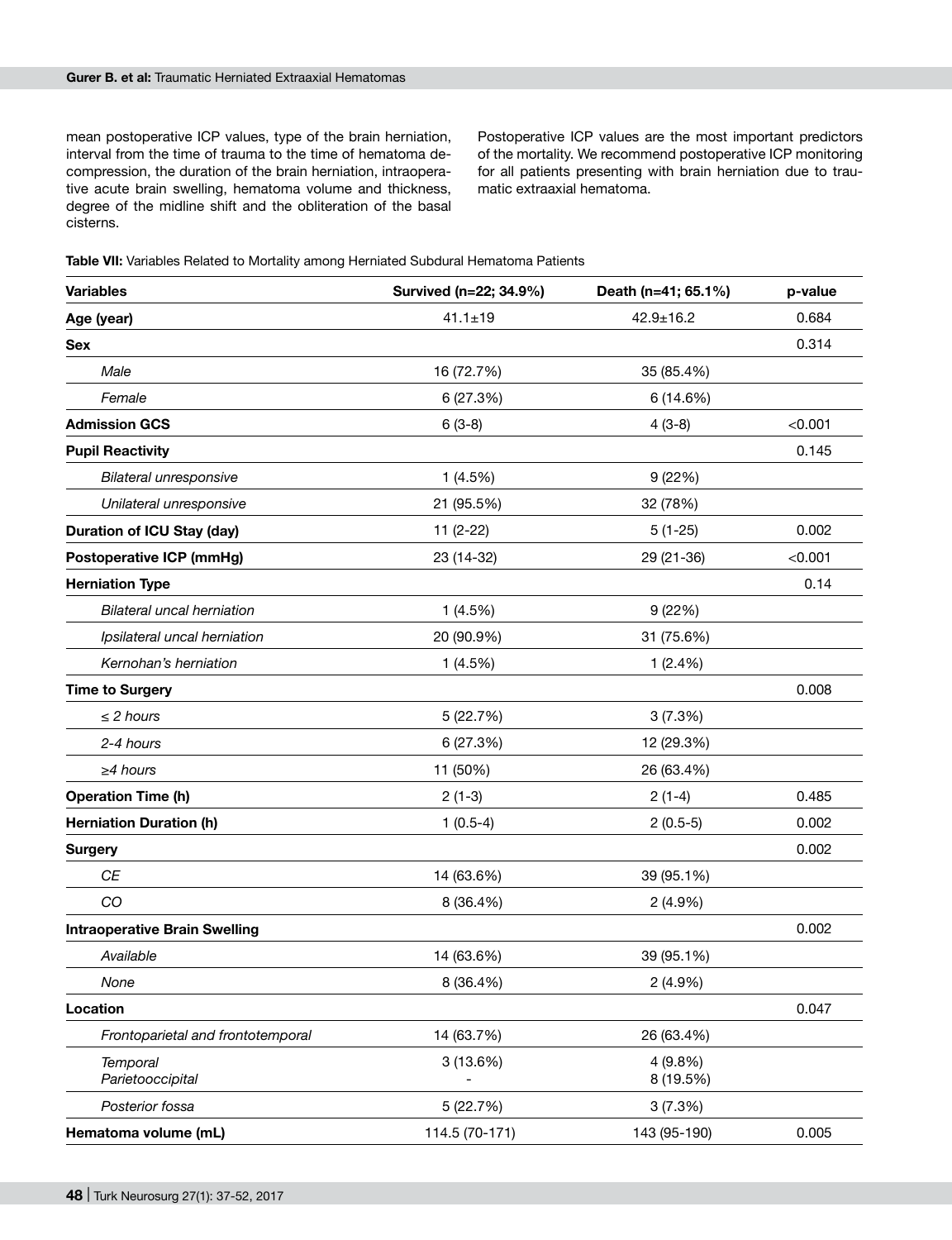mean postoperative ICP values, type of the brain herniation, interval from the time of trauma to the time of hematoma decompression, the duration of the brain herniation, intraoperative acute brain swelling, hematoma volume and thickness, degree of the midline shift and the obliteration of the basal cisterns.

Postoperative ICP values are the most important predictors of the mortality. We recommend postoperative ICP monitoring for all patients presenting with brain herniation due to traumatic extraaxial hematoma.

**Table VII:** Variables Related to Mortality among Herniated Subdural Hematoma Patients

| Variables | Survived (n=22; 34.9%) | Death (n=41; 65.1%) | p-value |
|---|---|---|---|
| **Age (year)** | 41.1±19 | 42.9±16.2 | 0.684 |
| **Sex** | | | 0.314 |
| *Male* | 16 (72.7%) | 35 (85.4%) | |
| *Female* | 6 (27.3%) | 6 (14.6%) | |
| **Admission GCS** | 6 (3-8) | 4 (3-8) | <0.001 |
| **Pupil Reactivity** | | | 0.145 |
| *Bilateral unresponsive* | 1 (4.5%) | 9 (22%) | |
| *Unilateral unresponsive* | 21 (95.5%) | 32 (78%) | |
| **Duration of ICU Stay (day)** | 11 (2-22) | 5 (1-25) | 0.002 |
| **Postoperative ICP (mmHg)** | 23 (14-32) | 29 (21-36) | <0.001 |
| **Herniation Type** | | | 0.14 |
| *Bilateral uncal herniation* | 1 (4.5%) | 9 (22%) | |
| *Ipsilateral uncal herniation* | 20 (90.9%) | 31 (75.6%) | |
| *Kernohan's herniation* | 1 (4.5%) | 1 (2.4%) | |
| **Time to Surgery** | | | 0.008 |
| *≤ 2 hours* | 5 (22.7%) | 3 (7.3%) | |
| *2-4 hours* | 6 (27.3%) | 12 (29.3%) | |
| *≥4 hours* | 11 (50%) | 26 (63.4%) | |
| **Operation Time (h)** | 2 (1-3) | 2 (1-4) | 0.485 |
| **Herniation Duration (h)** | 1 (0.5-4) | 2 (0.5-5) | 0.002 |
| **Surgery** | | | 0.002 |
| *CE* | 14 (63.6%) | 39 (95.1%) | |
| *CO* | 8 (36.4%) | 2 (4.9%) | |
| **Intraoperative Brain Swelling** | | | 0.002 |
| *Available* | 14 (63.6%) | 39 (95.1%) | |
| *None* | 8 (36.4%) | 2 (4.9%) | |
| **Location** | | | 0.047 |
| *Frontoparietal and frontotemporal* | 14 (63.7%) | 26 (63.4%) | |
| *Temporal* | 3 (13.6%) | 4 (9.8%) | |
| *Parietooccipital* | - | 8 (19.5%) | |
| *Posterior fossa* | 5 (22.7%) | 3 (7.3%) | |
| **Hematoma volume (mL)** | 114.5 (70-171) | 143 (95-190) | 0.005 |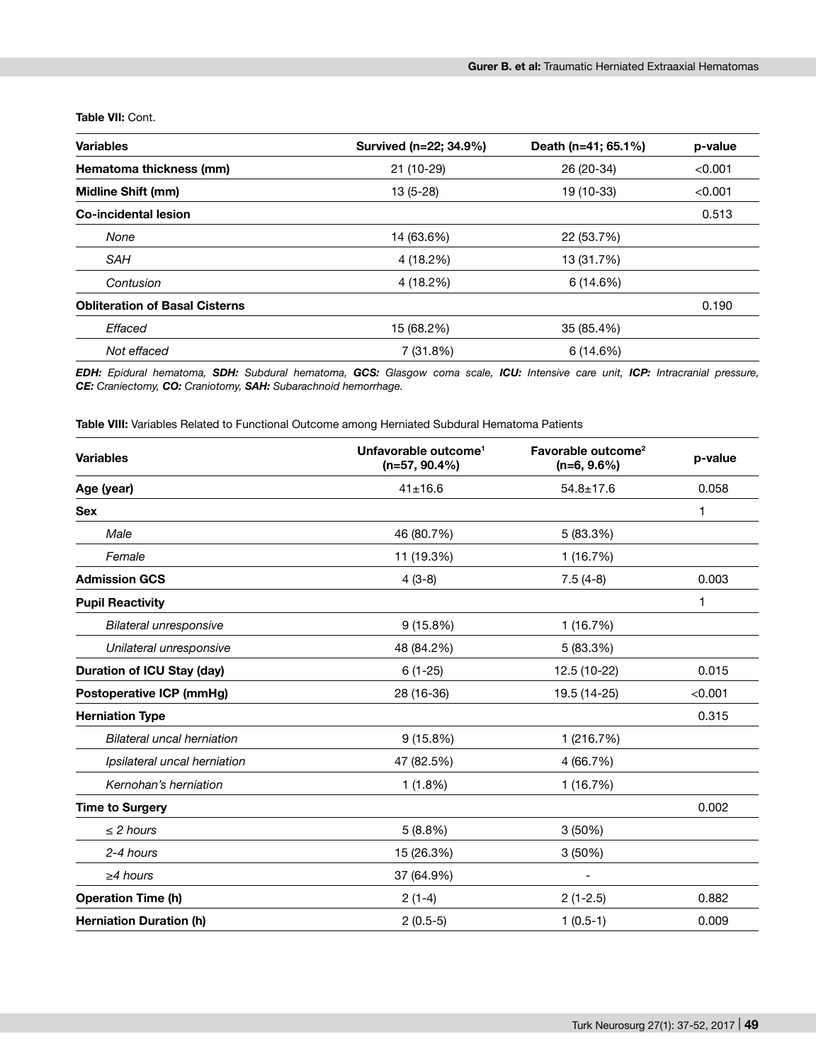**Table VII:** Cont.

| Variables | Survived (n=22; 34.9%) | Death (n=41; 65.1%) | p-value |
|---|---|---|---|
| **Hematoma thickness (mm)** | 21 (10-29) | 26 (20-34) | <0.001 |
| **Midline Shift (mm)** | 13 (5-28) | 19 (10-33) | <0.001 |
| **Co-incidental lesion** | | | 0.513 |
| *None* | 14 (63.6%) | 22 (53.7%) | |
| *SAH* | 4 (18.2%) | 13 (31.7%) | |
| *Contusion* | 4 (18.2%) | 6 (14.6%) | |
| **Obliteration of Basal Cisterns** | | | 0.190 |
| *Effaced* | 15 (68.2%) | 35 (85.4%) | |
| *Not effaced* | 7 (31.8%) | 6 (14.6%) | |

***EDH:** Epidural hematoma, **SDH:** Subdural hematoma, **GCS:** Glasgow coma scale, **ICU:** Intensive care unit, **ICP:** Intracranial pressure, **CE:** Craniectomy, **CO:** Craniotomy, **SAH:** Subarachnoid hemorrhage.*

**Table VIII:** Variables Related to Functional Outcome among Herniated Subdural Hematoma Patients

| Variables | Unfavorable outcome[1] (n=57, 90.4%) | Favorable outcome[2] (n=6, 9.6%) | p-value |
|---|---|---|---|
| **Age (year)** | 41±16.6 | 54.8±17.6 | 0.058 |
| **Sex** | | | 1 |
| *Male* | 46 (80.7%) | 5 (83.3%) | |
| *Female* | 11 (19.3%) | 1 (16.7%) | |
| **Admission GCS** | 4 (3-8) | 7.5 (4-8) | 0.003 |
| **Pupil Reactivity** | | | 1 |
| *Bilateral unresponsive* | 9 (15.8%) | 1 (16.7%) | |
| *Unilateral unresponsive* | 48 (84.2%) | 5 (83.3%) | |
| **Duration of ICU Stay (day)** | 6 (1-25) | 12.5 (10-22) | 0.015 |
| **Postoperative ICP (mmHg)** | 28 (16-36) | 19.5 (14-25) | <0.001 |
| **Herniation Type** | | | 0.315 |
| *Bilateral uncal herniation* | 9 (15.8%) | 1 (216.7%) | |
| *Ipsilateral uncal herniation* | 47 (82.5%) | 4 (66.7%) | |
| *Kernohan's herniation* | 1 (1.8%) | 1 (16.7%) | |
| **Time to Surgery** | | | 0.002 |
| *≤ 2 hours* | 5 (8.8%) | 3 (50%) | |
| *2-4 hours* | 15 (26.3%) | 3 (50%) | |
| *≥4 hours* | 37 (64.9%) | - | |
| **Operation Time (h)** | 2 (1-4) | 2 (1-2.5) | 0.882 |
| **Herniation Duration (h)** | 2 (0.5-5) | 1 (0.5-1) | 0.009 |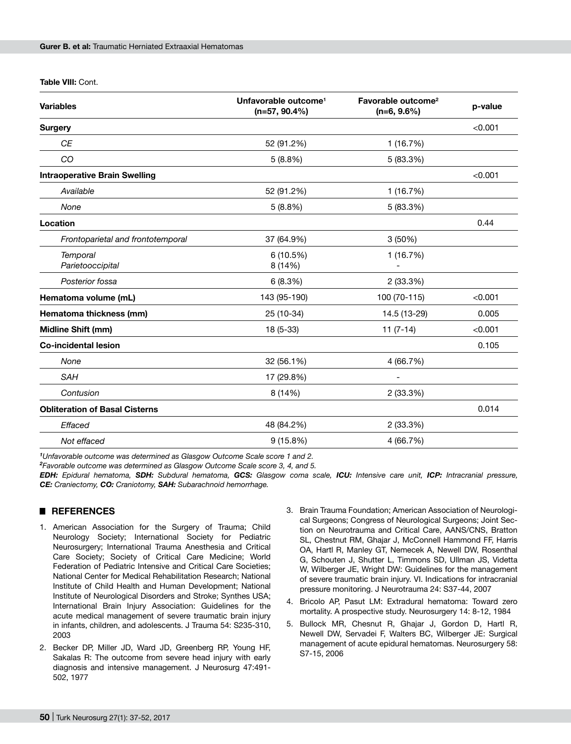**Table VIII:** Cont.

| Variables | Unfavorable outcome[1] (n=57, 90.4%) | Favorable outcome[2] (n=6, 9.6%) | p-value |
|---|---|---|---|
| **Surgery** | | | <0.001 |
| *CE* | 52 (91.2%) | 1 (16.7%) | |
| *CO* | 5 (8.8%) | 5 (83.3%) | |
| **Intraoperative Brain Swelling** | | | <0.001 |
| *Available* | 52 (91.2%) | 1 (16.7%) | |
| *None* | 5 (8.8%) | 5 (83.3%) | |
| **Location** | | | 0.44 |
| *Frontoparietal and frontotemporal* | 37 (64.9%) | 3 (50%) | |
| *Temporal* | 6 (10.5%) | 1 (16.7%) | |
| *Parietooccipital* | 8 (14%) | - | |
| *Posterior fossa* | 6 (8.3%) | 2 (33.3%) | |
| **Hematoma volume (mL)** | 143 (95-190) | 100 (70-115) | <0.001 |
| **Hematoma thickness (mm)** | 25 (10-34) | 14.5 (13-29) | 0.005 |
| **Midline Shift (mm)** | 18 (5-33) | 11 (7-14) | <0.001 |
| **Co-incidental lesion** | | | 0.105 |
| *None* | 32 (56.1%) | 4 (66.7%) | |
| *SAH* | 17 (29.8%) | - | |
| *Contusion* | 8 (14%) | 2 (33.3%) | |
| **Obliteration of Basal Cisterns** | | | 0.014 |
| *Effaced* | 48 (84.2%) | 2 (33.3%) | |
| *Not effaced* | 9 (15.8%) | 4 (66.7%) | |

*[1]Unfavorable outcome was determined as Glasgow Outcome Scale score 1 and 2.*
*[2]Favorable outcome was determined as Glasgow Outcome Scale score 3, 4, and 5.*
***EDH:** Epidural hematoma, **SDH:** Subdural hematoma, **GCS:** Glasgow coma scale, **ICU:** Intensive care unit, **ICP:** Intracranial pressure, **CE:** Craniectomy, **CO:** Craniotomy, **SAH:** Subarachnoid hemorrhage.*

## REFERENCES

1. American Association for the Surgery of Trauma; Child Neurology Society; International Society for Pediatric Neurosurgery; International Trauma Anesthesia and Critical Care Society; Society of Critical Care Medicine; World Federation of Pediatric Intensive and Critical Care Societies; National Center for Medical Rehabilitation Research; National Institute of Child Health and Human Development; National Institute of Neurological Disorders and Stroke; Synthes USA; International Brain Injury Association: Guidelines for the acute medical management of severe traumatic brain injury in infants, children, and adolescents. J Trauma 54: S235-310, 2003
2. Becker DP, Miller JD, Ward JD, Greenberg RP, Young HF, Sakalas R: The outcome from severe head injury with early diagnosis and intensive management. J Neurosurg 47:491-502, 1977
3. Brain Trauma Foundation; American Association of Neurological Surgeons; Congress of Neurological Surgeons; Joint Section on Neurotrauma and Critical Care, AANS/CNS, Bratton SL, Chestnut RM, Ghajar J, McConnell Hammond FF, Harris OA, Hartl R, Manley GT, Nemecek A, Newell DW, Rosenthal G, Schouten J, Shutter L, Timmons SD, Ullman JS, Videtta W, Wilberger JE, Wright DW: Guidelines for the management of severe traumatic brain injury. VI. Indications for intracranial pressure monitoring. J Neurotrauma 24: S37-44, 2007
4. Bricolo AP, Pasut LM: Extradural hematoma: Toward zero mortality. A prospective study. Neurosurgery 14: 8-12, 1984
5. Bullock MR, Chesnut R, Ghajar J, Gordon D, Hartl R, Newell DW, Servadei F, Walters BC, Wilberger JE: Surgical management of acute epidural hematomas. Neurosurgery 58: S7-15, 2006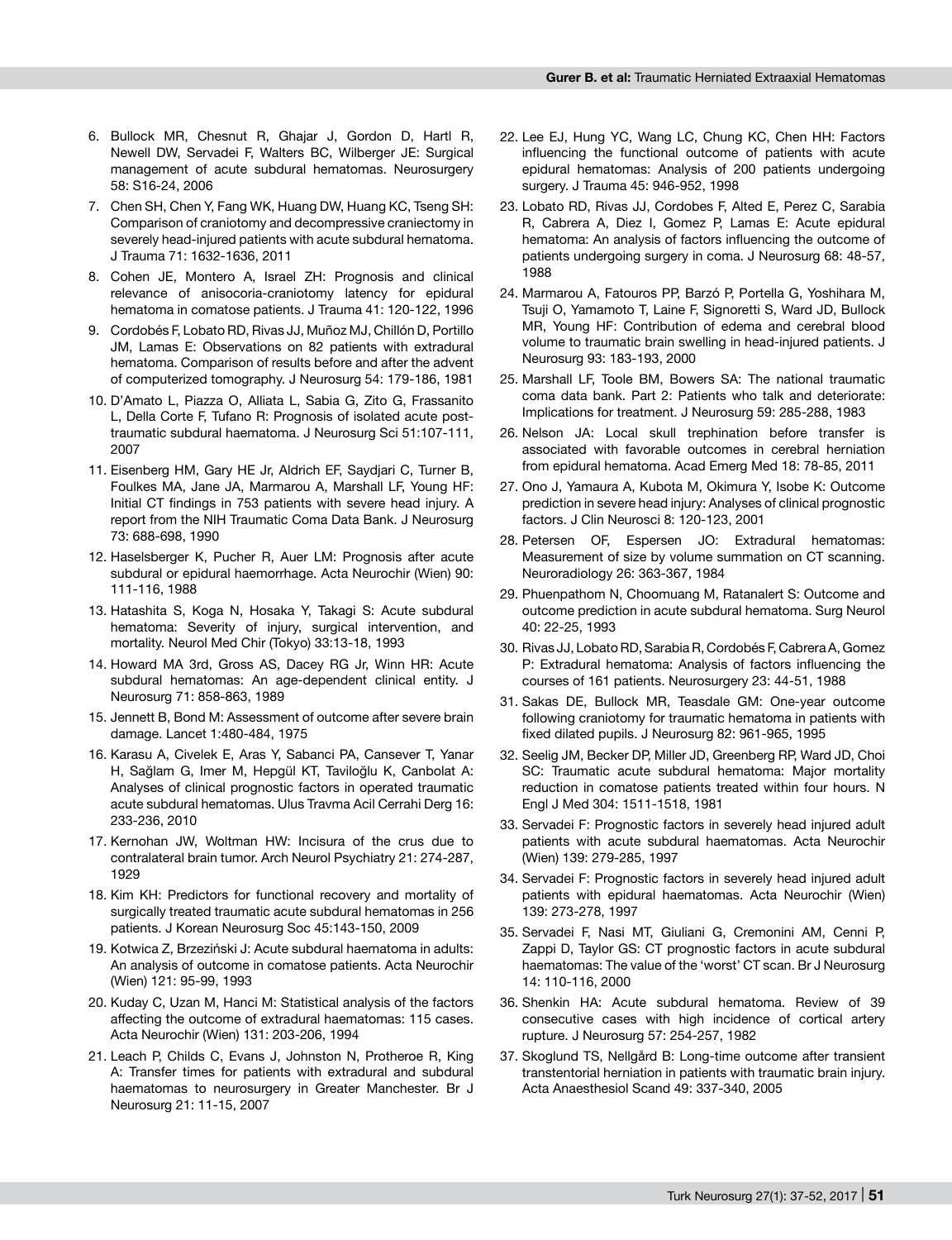6. Bullock MR, Chesnut R, Ghajar J, Gordon D, Hartl R, Newell DW, Servadei F, Walters BC, Wilberger JE: Surgical management of acute subdural hematomas. Neurosurgery 58: S16-24, 2006
7. Chen SH, Chen Y, Fang WK, Huang DW, Huang KC, Tseng SH: Comparison of craniotomy and decompressive craniectomy in severely head-injured patients with acute subdural hematoma. J Trauma 71: 1632-1636, 2011
8. Cohen JE, Montero A, Israel ZH: Prognosis and clinical relevance of anisocoria-craniotomy latency for epidural hematoma in comatose patients. J Trauma 41: 120-122, 1996
9. Cordobés F, Lobato RD, Rivas JJ, Muñoz MJ, Chillón D, Portillo JM, Lamas E: Observations on 82 patients with extradural hematoma. Comparison of results before and after the advent of computerized tomography. J Neurosurg 54: 179-186, 1981
10. D'Amato L, Piazza O, Alliata L, Sabia G, Zito G, Frassanito L, Della Corte F, Tufano R: Prognosis of isolated acute post-traumatic subdural haematoma. J Neurosurg Sci 51:107-111, 2007
11. Eisenberg HM, Gary HE Jr, Aldrich EF, Saydjari C, Turner B, Foulkes MA, Jane JA, Marmarou A, Marshall LF, Young HF: Initial CT findings in 753 patients with severe head injury. A report from the NIH Traumatic Coma Data Bank. J Neurosurg 73: 688-698, 1990
12. Haselsberger K, Pucher R, Auer LM: Prognosis after acute subdural or epidural haemorrhage. Acta Neurochir (Wien) 90: 111-116, 1988
13. Hatashita S, Koga N, Hosaka Y, Takagi S: Acute subdural hematoma: Severity of injury, surgical intervention, and mortality. Neurol Med Chir (Tokyo) 33:13-18, 1993
14. Howard MA 3rd, Gross AS, Dacey RG Jr, Winn HR: Acute subdural hematomas: An age-dependent clinical entity. J Neurosurg 71: 858-863, 1989
15. Jennett B, Bond M: Assessment of outcome after severe brain damage. Lancet 1:480-484, 1975
16. Karasu A, Civelek E, Aras Y, Sabanci PA, Cansever T, Yanar H, Sağlam G, Imer M, Hepgül KT, Taviloğlu K, Canbolat A: Analyses of clinical prognostic factors in operated traumatic acute subdural hematomas. Ulus Travma Acil Cerrahi Derg 16: 233-236, 2010
17. Kernohan JW, Woltman HW: Incisura of the crus due to contralateral brain tumor. Arch Neurol Psychiatry 21: 274-287, 1929
18. Kim KH: Predictors for functional recovery and mortality of surgically treated traumatic acute subdural hematomas in 256 patients. J Korean Neurosurg Soc 45:143-150, 2009
19. Kotwica Z, Brzeziński J: Acute subdural haematoma in adults: An analysis of outcome in comatose patients. Acta Neurochir (Wien) 121: 95-99, 1993
20. Kuday C, Uzan M, Hanci M: Statistical analysis of the factors affecting the outcome of extradural haematomas: 115 cases. Acta Neurochir (Wien) 131: 203-206, 1994
21. Leach P, Childs C, Evans J, Johnston N, Protheroe R, King A: Transfer times for patients with extradural and subdural haematomas to neurosurgery in Greater Manchester. Br J Neurosurg 21: 11-15, 2007
22. Lee EJ, Hung YC, Wang LC, Chung KC, Chen HH: Factors influencing the functional outcome of patients with acute epidural hematomas: Analysis of 200 patients undergoing surgery. J Trauma 45: 946-952, 1998
23. Lobato RD, Rivas JJ, Cordobes F, Alted E, Perez C, Sarabia R, Cabrera A, Diez I, Gomez P, Lamas E: Acute epidural hematoma: An analysis of factors influencing the outcome of patients undergoing surgery in coma. J Neurosurg 68: 48-57, 1988
24. Marmarou A, Fatouros PP, Barzó P, Portella G, Yoshihara M, Tsuji O, Yamamoto T, Laine F, Signoretti S, Ward JD, Bullock MR, Young HF: Contribution of edema and cerebral blood volume to traumatic brain swelling in head-injured patients. J Neurosurg 93: 183-193, 2000
25. Marshall LF, Toole BM, Bowers SA: The national traumatic coma data bank. Part 2: Patients who talk and deteriorate: Implications for treatment. J Neurosurg 59: 285-288, 1983
26. Nelson JA: Local skull trephination before transfer is associated with favorable outcomes in cerebral herniation from epidural hematoma. Acad Emerg Med 18: 78-85, 2011
27. Ono J, Yamaura A, Kubota M, Okimura Y, Isobe K: Outcome prediction in severe head injury: Analyses of clinical prognostic factors. J Clin Neurosci 8: 120-123, 2001
28. Petersen OF, Espersen JO: Extradural hematomas: Measurement of size by volume summation on CT scanning. Neuroradiology 26: 363-367, 1984
29. Phuenpathom N, Choomuang M, Ratanalert S: Outcome and outcome prediction in acute subdural hematoma. Surg Neurol 40: 22-25, 1993
30. Rivas JJ, Lobato RD, Sarabia R, Cordobés F, Cabrera A, Gomez P: Extradural hematoma: Analysis of factors influencing the courses of 161 patients. Neurosurgery 23: 44-51, 1988
31. Sakas DE, Bullock MR, Teasdale GM: One-year outcome following craniotomy for traumatic hematoma in patients with fixed dilated pupils. J Neurosurg 82: 961-965, 1995
32. Seelig JM, Becker DP, Miller JD, Greenberg RP, Ward JD, Choi SC: Traumatic acute subdural hematoma: Major mortality reduction in comatose patients treated within four hours. N Engl J Med 304: 1511-1518, 1981
33. Servadei F: Prognostic factors in severely head injured adult patients with acute subdural haematomas. Acta Neurochir (Wien) 139: 279-285, 1997
34. Servadei F: Prognostic factors in severely head injured adult patients with epidural haematomas. Acta Neurochir (Wien) 139: 273-278, 1997
35. Servadei F, Nasi MT, Giuliani G, Cremonini AM, Cenni P, Zappi D, Taylor GS: CT prognostic factors in acute subdural haematomas: The value of the 'worst' CT scan. Br J Neurosurg 14: 110-116, 2000
36. Shenkin HA: Acute subdural hematoma. Review of 39 consecutive cases with high incidence of cortical artery rupture. J Neurosurg 57: 254-257, 1982
37. Skoglund TS, Nellgård B: Long-time outcome after transient transtentorial herniation in patients with traumatic brain injury. Acta Anaesthesiol Scand 49: 337-340, 2005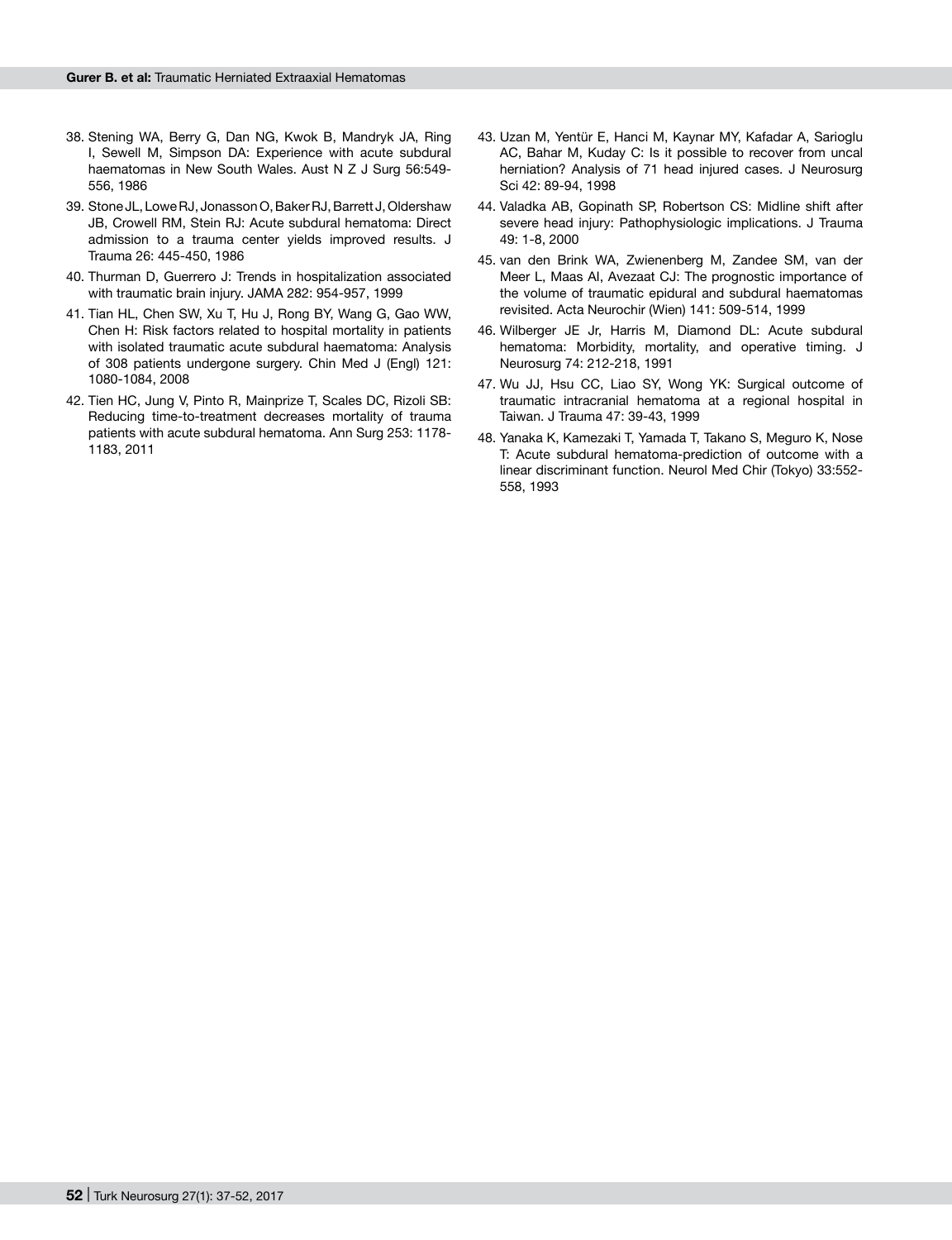38. Stening WA, Berry G, Dan NG, Kwok B, Mandryk JA, Ring I, Sewell M, Simpson DA: Experience with acute subdural haematomas in New South Wales. Aust N Z J Surg 56:549-556, 1986
39. Stone JL, Lowe RJ, Jonasson O, Baker RJ, Barrett J, Oldershaw JB, Crowell RM, Stein RJ: Acute subdural hematoma: Direct admission to a trauma center yields improved results. J Trauma 26: 445-450, 1986
40. Thurman D, Guerrero J: Trends in hospitalization associated with traumatic brain injury. JAMA 282: 954-957, 1999
41. Tian HL, Chen SW, Xu T, Hu J, Rong BY, Wang G, Gao WW, Chen H: Risk factors related to hospital mortality in patients with isolated traumatic acute subdural haematoma: Analysis of 308 patients undergone surgery. Chin Med J (Engl) 121: 1080-1084, 2008
42. Tien HC, Jung V, Pinto R, Mainprize T, Scales DC, Rizoli SB: Reducing time-to-treatment decreases mortality of trauma patients with acute subdural hematoma. Ann Surg 253: 1178-1183, 2011
43. Uzan M, Yentür E, Hanci M, Kaynar MY, Kafadar A, Sarioglu AC, Bahar M, Kuday C: Is it possible to recover from uncal herniation? Analysis of 71 head injured cases. J Neurosurg Sci 42: 89-94, 1998
44. Valadka AB, Gopinath SP, Robertson CS: Midline shift after severe head injury: Pathophysiologic implications. J Trauma 49: 1-8, 2000
45. van den Brink WA, Zwienenberg M, Zandee SM, van der Meer L, Maas AI, Avezaat CJ: The prognostic importance of the volume of traumatic epidural and subdural haematomas revisited. Acta Neurochir (Wien) 141: 509-514, 1999
46. Wilberger JE Jr, Harris M, Diamond DL: Acute subdural hematoma: Morbidity, mortality, and operative timing. J Neurosurg 74: 212-218, 1991
47. Wu JJ, Hsu CC, Liao SY, Wong YK: Surgical outcome of traumatic intracranial hematoma at a regional hospital in Taiwan. J Trauma 47: 39-43, 1999
48. Yanaka K, Kamezaki T, Yamada T, Takano S, Meguro K, Nose T: Acute subdural hematoma-prediction of outcome with a linear discriminant function. Neurol Med Chir (Tokyo) 33:552-558, 1993